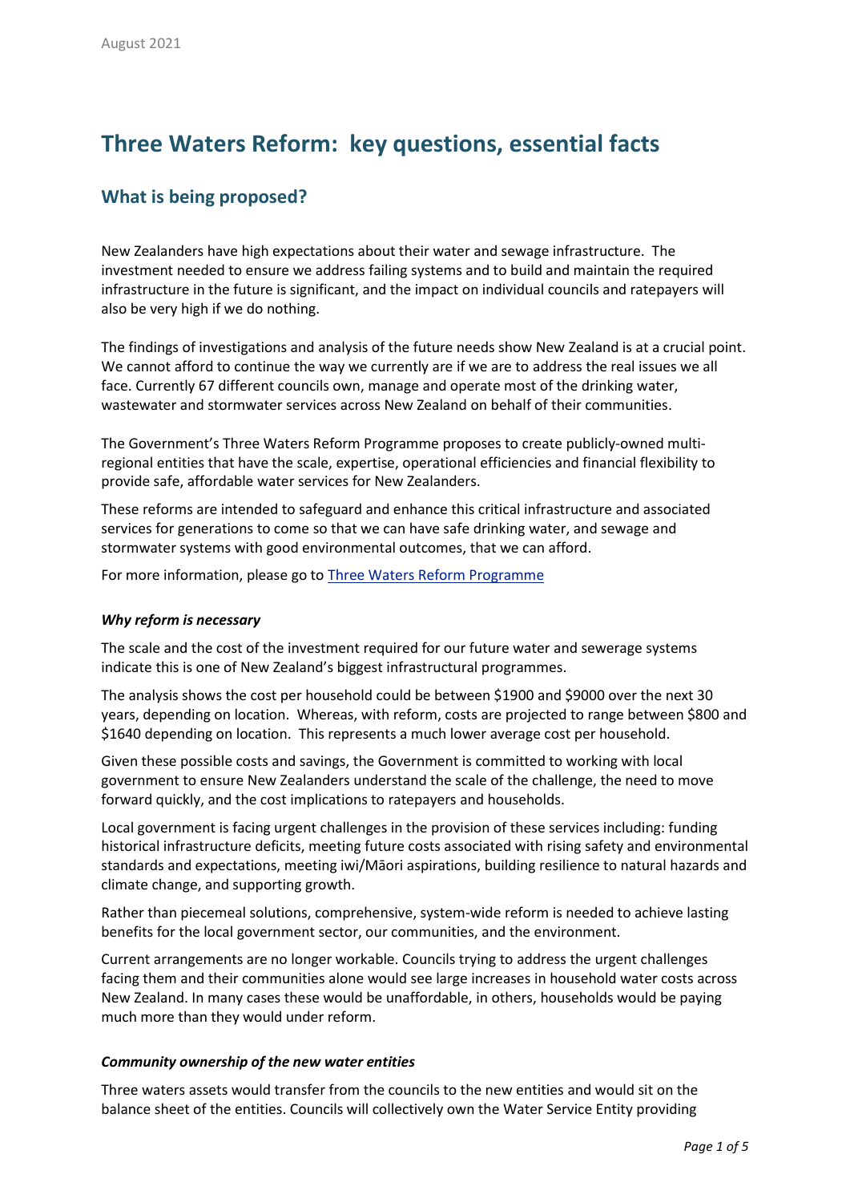August 2021

# Three Waters Reform: key questions, essential facts

## What is being proposed?

New Zealanders have high expectations about their water and sewage infrastructure. The investment needed to ensure we address failing systems and to build and maintain the required infrastructure in the future is significant, and the impact on individual councils and ratepayers will also be very high if we do nothing.

The findings of investigations and analysis of the future needs show New Zealand is at a crucial point. We cannot afford to continue the way we currently are if we are to address the real issues we all face. Currently 67 different councils own, manage and operate most of the drinking water, wastewater and stormwater services across New Zealand on behalf of their communities.

The Government's Three Waters Reform Programme proposes to create publicly-owned multi-regional entities that have the scale, expertise, operational efficiencies and financial flexibility to provide safe, affordable water services for New Zealanders.

These reforms are intended to safeguard and enhance this critical infrastructure and associated services for generations to come so that we can have safe drinking water, and sewage and stormwater systems with good environmental outcomes, that we can afford.

For more information, please go to [Three Waters Reform Programme]

### *Why reform is necessary*

The scale and the cost of the investment required for our future water and sewerage systems indicate this is one of New Zealand's biggest infrastructural programmes.

The analysis shows the cost per household could be between $1900 and $9000 over the next 30 years, depending on location. Whereas, with reform, costs are projected to range between $800 and $1640 depending on location. This represents a much lower average cost per household.

Given these possible costs and savings, the Government is committed to working with local government to ensure New Zealanders understand the scale of the challenge, the need to move forward quickly, and the cost implications to ratepayers and households.

Local government is facing urgent challenges in the provision of these services including: funding historical infrastructure deficits, meeting future costs associated with rising safety and environmental standards and expectations, meeting iwi/Māori aspirations, building resilience to natural hazards and climate change, and supporting growth.

Rather than piecemeal solutions, comprehensive, system-wide reform is needed to achieve lasting benefits for the local government sector, our communities, and the environment.

Current arrangements are no longer workable. Councils trying to address the urgent challenges facing them and their communities alone would see large increases in household water costs across New Zealand. In many cases these would be unaffordable, in others, households would be paying much more than they would under reform.

### *Community ownership of the new water entities*

Three waters assets would transfer from the councils to the new entities and would sit on the balance sheet of the entities. Councils will collectively own the Water Service Entity providing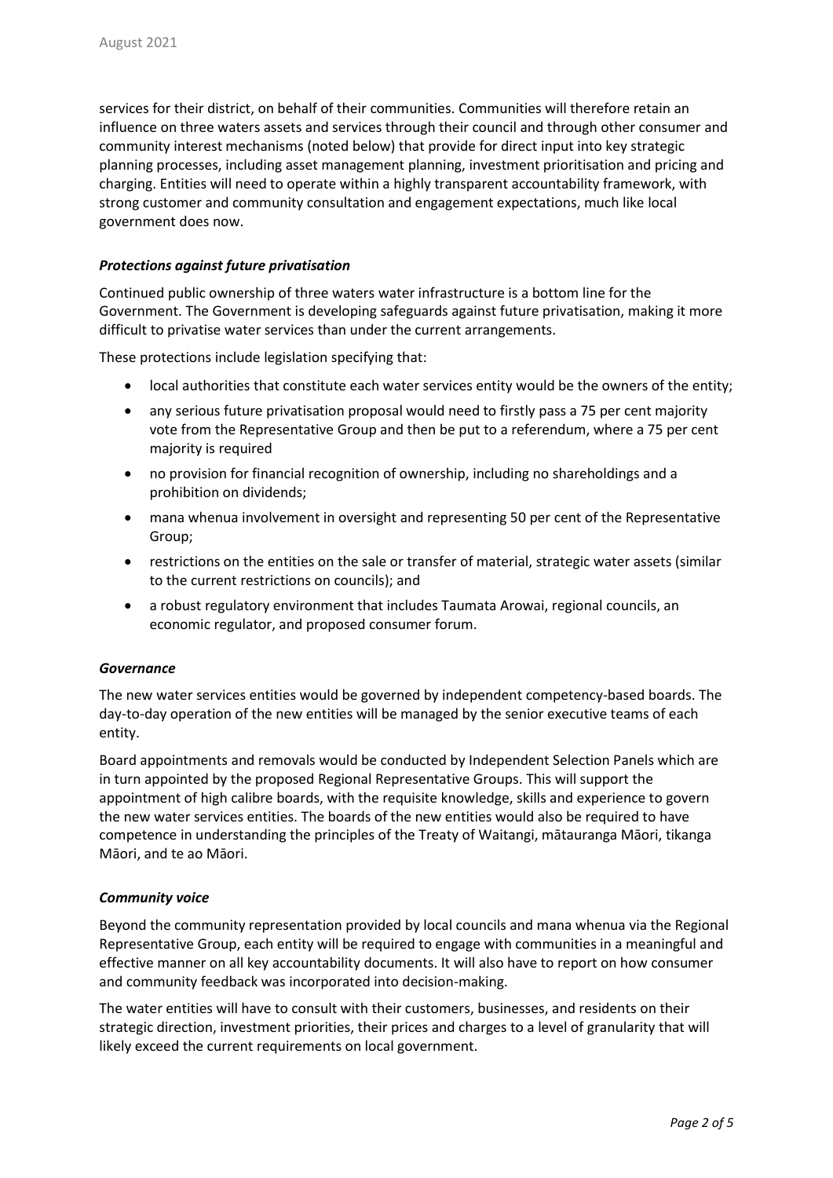services for their district, on behalf of their communities. Communities will therefore retain an influence on three waters assets and services through their council and through other consumer and community interest mechanisms (noted below) that provide for direct input into key strategic planning processes, including asset management planning, investment prioritisation and pricing and charging. Entities will need to operate within a highly transparent accountability framework, with strong customer and community consultation and engagement expectations, much like local government does now.

***Protections against future privatisation***

Continued public ownership of three waters water infrastructure is a bottom line for the Government. The Government is developing safeguards against future privatisation, making it more difficult to privatise water services than under the current arrangements.

These protections include legislation specifying that:

- local authorities that constitute each water services entity would be the owners of the entity;
- any serious future privatisation proposal would need to firstly pass a 75 per cent majority vote from the Representative Group and then be put to a referendum, where a 75 per cent majority is required
- no provision for financial recognition of ownership, including no shareholdings and a prohibition on dividends;
- mana whenua involvement in oversight and representing 50 per cent of the Representative Group;
- restrictions on the entities on the sale or transfer of material, strategic water assets (similar to the current restrictions on councils); and
- a robust regulatory environment that includes Taumata Arowai, regional councils, an economic regulator, and proposed consumer forum.

***Governance***

The new water services entities would be governed by independent competency-based boards. The day-to-day operation of the new entities will be managed by the senior executive teams of each entity.

Board appointments and removals would be conducted by Independent Selection Panels which are in turn appointed by the proposed Regional Representative Groups. This will support the appointment of high calibre boards, with the requisite knowledge, skills and experience to govern the new water services entities. The boards of the new entities would also be required to have competence in understanding the principles of the Treaty of Waitangi, mātauranga Māori, tikanga Māori, and te ao Māori.

***Community voice***

Beyond the community representation provided by local councils and mana whenua via the Regional Representative Group, each entity will be required to engage with communities in a meaningful and effective manner on all key accountability documents. It will also have to report on how consumer and community feedback was incorporated into decision-making.

The water entities will have to consult with their customers, businesses, and residents on their strategic direction, investment priorities, their prices and charges to a level of granularity that will likely exceed the current requirements on local government.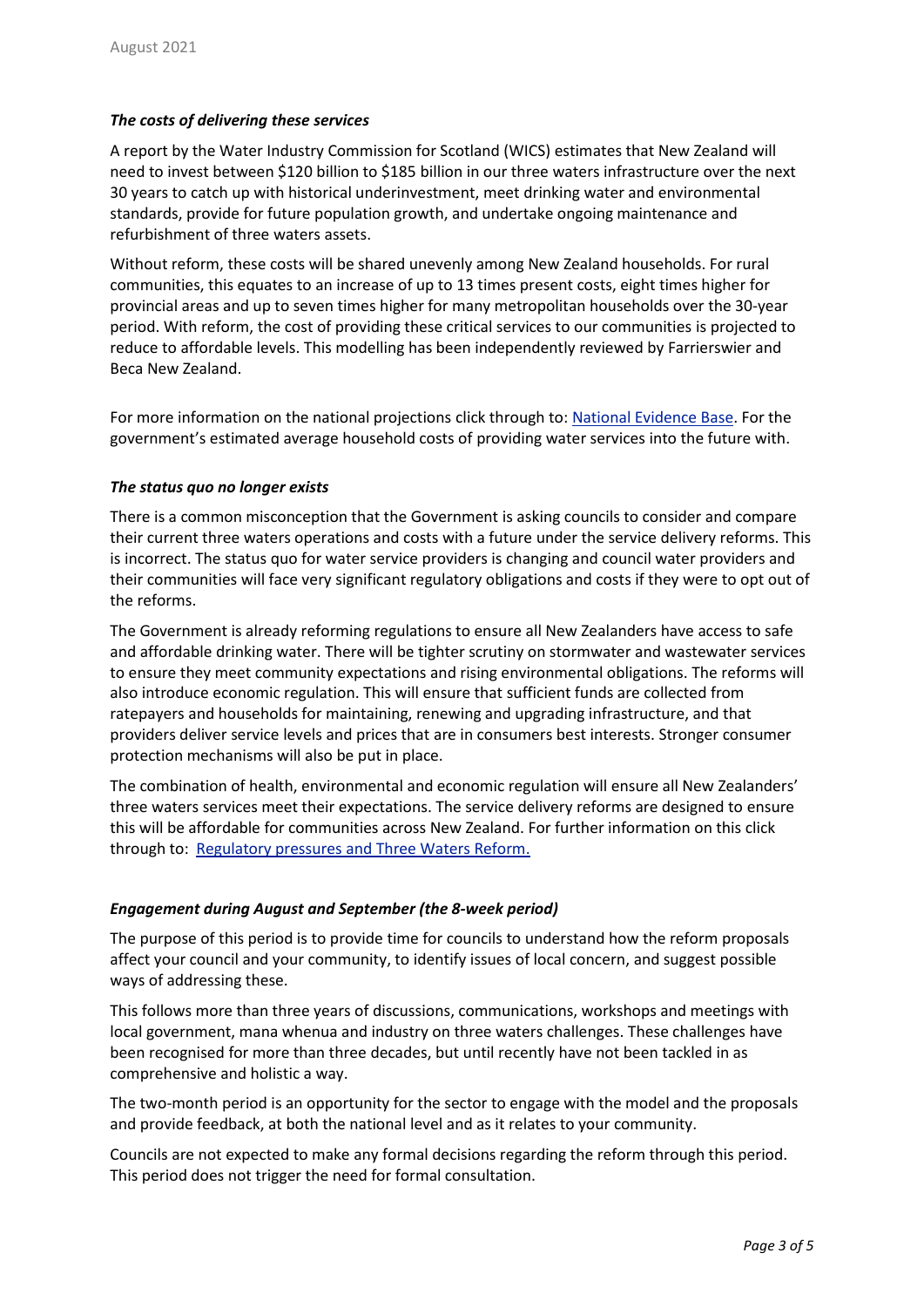### *The costs of delivering these services*

A report by the Water Industry Commission for Scotland (WICS) estimates that New Zealand will need to invest between $120 billion to $185 billion in our three waters infrastructure over the next 30 years to catch up with historical underinvestment, meet drinking water and environmental standards, provide for future population growth, and undertake ongoing maintenance and refurbishment of three waters assets.

Without reform, these costs will be shared unevenly among New Zealand households. For rural communities, this equates to an increase of up to 13 times present costs, eight times higher for provincial areas and up to seven times higher for many metropolitan households over the 30-year period. With reform, the cost of providing these critical services to our communities is projected to reduce to affordable levels. This modelling has been independently reviewed by Farrierswier and Beca New Zealand.

For more information on the national projections click through to: National Evidence Base. For the government's estimated average household costs of providing water services into the future with.

### *The status quo no longer exists*

There is a common misconception that the Government is asking councils to consider and compare their current three waters operations and costs with a future under the service delivery reforms. This is incorrect. The status quo for water service providers is changing and council water providers and their communities will face very significant regulatory obligations and costs if they were to opt out of the reforms.

The Government is already reforming regulations to ensure all New Zealanders have access to safe and affordable drinking water. There will be tighter scrutiny on stormwater and wastewater services to ensure they meet community expectations and rising environmental obligations. The reforms will also introduce economic regulation. This will ensure that sufficient funds are collected from ratepayers and households for maintaining, renewing and upgrading infrastructure, and that providers deliver service levels and prices that are in consumers best interests. Stronger consumer protection mechanisms will also be put in place.

The combination of health, environmental and economic regulation will ensure all New Zealanders' three waters services meet their expectations. The service delivery reforms are designed to ensure this will be affordable for communities across New Zealand. For further information on this click through to: Regulatory pressures and Three Waters Reform.

### *Engagement during August and September (the 8-week period)*

The purpose of this period is to provide time for councils to understand how the reform proposals affect your council and your community, to identify issues of local concern, and suggest possible ways of addressing these.

This follows more than three years of discussions, communications, workshops and meetings with local government, mana whenua and industry on three waters challenges. These challenges have been recognised for more than three decades, but until recently have not been tackled in as comprehensive and holistic a way.

The two-month period is an opportunity for the sector to engage with the model and the proposals and provide feedback, at both the national level and as it relates to your community.

Councils are not expected to make any formal decisions regarding the reform through this period. This period does not trigger the need for formal consultation.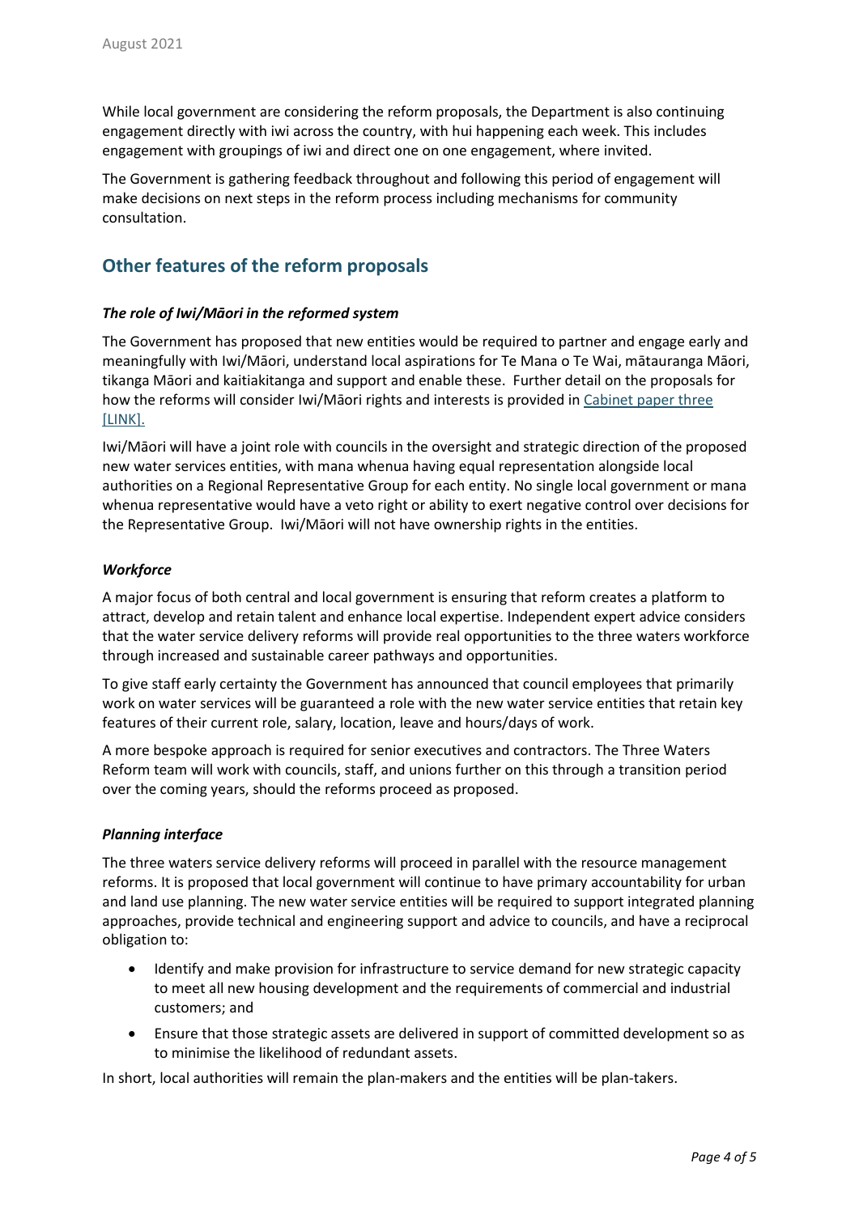While local government are considering the reform proposals, the Department is also continuing engagement directly with iwi across the country, with hui happening each week. This includes engagement with groupings of iwi and direct one on one engagement, where invited.

The Government is gathering feedback throughout and following this period of engagement will make decisions on next steps in the reform process including mechanisms for community consultation.

## Other features of the reform proposals

### *The role of Iwi/Māori in the reformed system*

The Government has proposed that new entities would be required to partner and engage early and meaningfully with Iwi/Māori, understand local aspirations for Te Mana o Te Wai, mātauranga Māori, tikanga Māori and kaitiakitanga and support and enable these. Further detail on the proposals for how the reforms will consider Iwi/Māori rights and interests is provided in Cabinet paper three [LINK].

Iwi/Māori will have a joint role with councils in the oversight and strategic direction of the proposed new water services entities, with mana whenua having equal representation alongside local authorities on a Regional Representative Group for each entity. No single local government or mana whenua representative would have a veto right or ability to exert negative control over decisions for the Representative Group. Iwi/Māori will not have ownership rights in the entities.

### *Workforce*

A major focus of both central and local government is ensuring that reform creates a platform to attract, develop and retain talent and enhance local expertise. Independent expert advice considers that the water service delivery reforms will provide real opportunities to the three waters workforce through increased and sustainable career pathways and opportunities.

To give staff early certainty the Government has announced that council employees that primarily work on water services will be guaranteed a role with the new water service entities that retain key features of their current role, salary, location, leave and hours/days of work.

A more bespoke approach is required for senior executives and contractors. The Three Waters Reform team will work with councils, staff, and unions further on this through a transition period over the coming years, should the reforms proceed as proposed.

### *Planning interface*

The three waters service delivery reforms will proceed in parallel with the resource management reforms. It is proposed that local government will continue to have primary accountability for urban and land use planning. The new water service entities will be required to support integrated planning approaches, provide technical and engineering support and advice to councils, and have a reciprocal obligation to:

- Identify and make provision for infrastructure to service demand for new strategic capacity to meet all new housing development and the requirements of commercial and industrial customers; and
- Ensure that those strategic assets are delivered in support of committed development so as to minimise the likelihood of redundant assets.

In short, local authorities will remain the plan-makers and the entities will be plan-takers.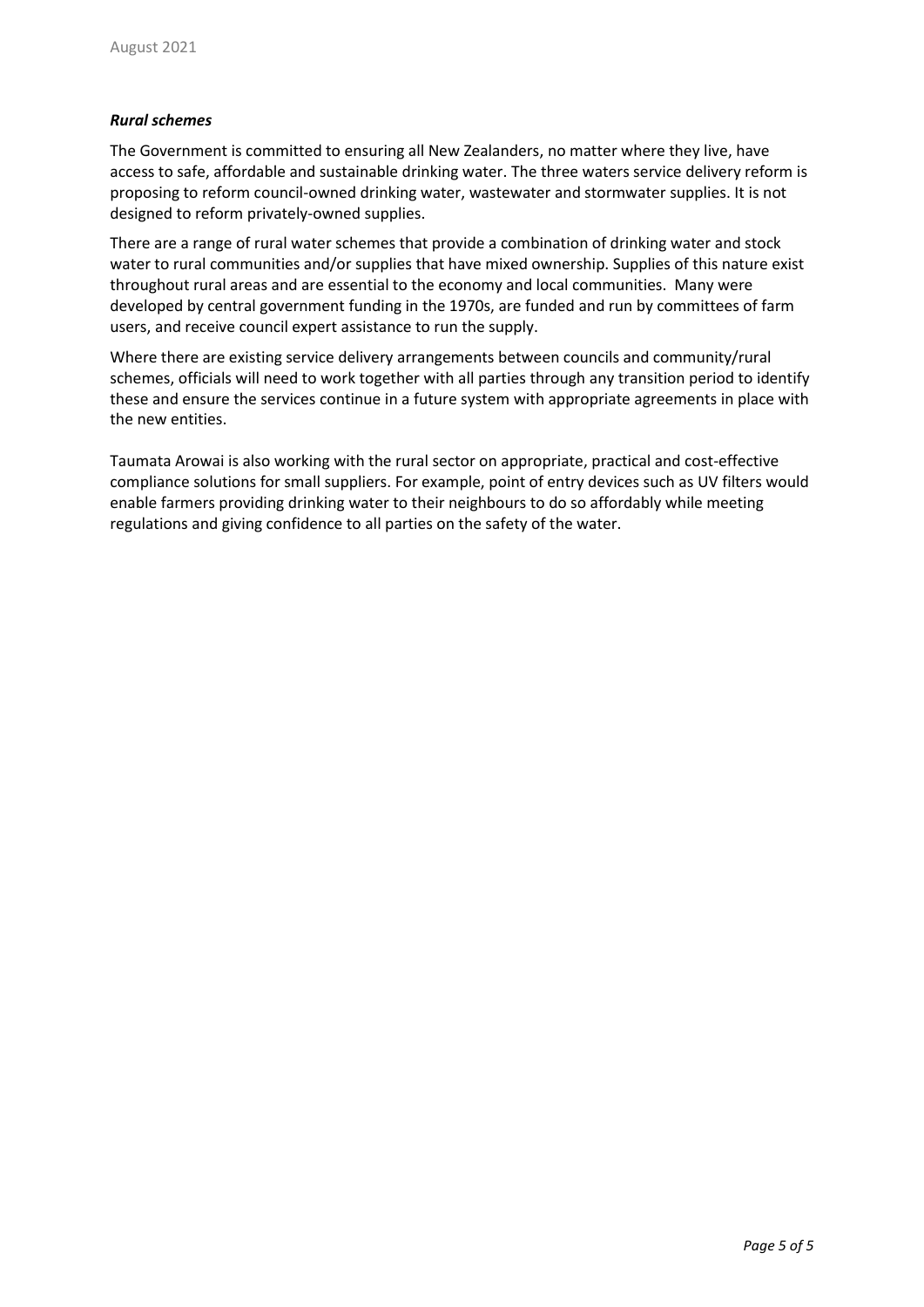***Rural schemes***

The Government is committed to ensuring all New Zealanders, no matter where they live, have access to safe, affordable and sustainable drinking water. The three waters service delivery reform is proposing to reform council-owned drinking water, wastewater and stormwater supplies. It is not designed to reform privately-owned supplies.

There are a range of rural water schemes that provide a combination of drinking water and stock water to rural communities and/or supplies that have mixed ownership. Supplies of this nature exist throughout rural areas and are essential to the economy and local communities. Many were developed by central government funding in the 1970s, are funded and run by committees of farm users, and receive council expert assistance to run the supply.

Where there are existing service delivery arrangements between councils and community/rural schemes, officials will need to work together with all parties through any transition period to identify these and ensure the services continue in a future system with appropriate agreements in place with the new entities.

Taumata Arowai is also working with the rural sector on appropriate, practical and cost-effective compliance solutions for small suppliers. For example, point of entry devices such as UV filters would enable farmers providing drinking water to their neighbours to do so affordably while meeting regulations and giving confidence to all parties on the safety of the water.